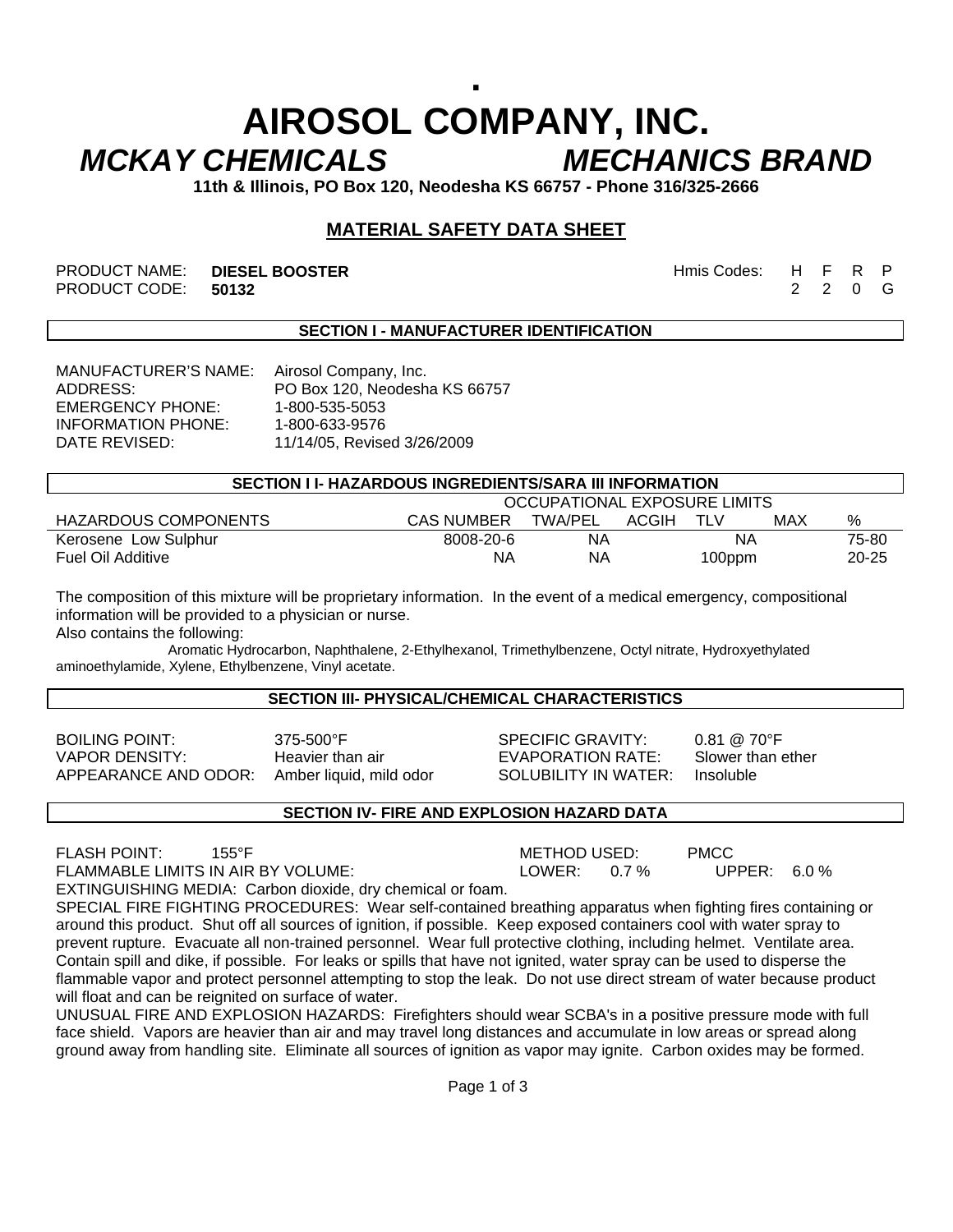# AIROSOL COMPANY, INC.

## *MCKAY CHEMICALS* *MECHANICS BRAND*

**11th & Illinois, PO Box 120, Neodesha KS 66757 - Phone 316/325-2666**

## MATERIAL SAFETY DATA SHEET

PRODUCT NAME: **DIESEL BOOSTER**
PRODUCT CODE: **50132**

| Hmis Codes: | H | F | R | P |
|---|---|---|---|---|
| | 2 | 2 | 0 | G |

### SECTION I - MANUFACTURER IDENTIFICATION

MANUFACTURER'S NAME: Airosol Company, Inc.
ADDRESS: PO Box 120, Neodesha KS 66757
EMERGENCY PHONE: 1-800-535-5053
INFORMATION PHONE: 1-800-633-9576
DATE REVISED: 11/14/05, Revised 3/26/2009

### SECTION I I- HAZARDOUS INGREDIENTS/SARA III INFORMATION

| | | OCCUPATIONAL EXPOSURE LIMITS | | | |
|---|---|---|---|---|---|
| HAZARDOUS COMPONENTS | CAS NUMBER | TWA/PEL | ACGIH TLV | MAX | % |
| Kerosene Low Sulphur | 8008-20-6 | NA | NA | | 75-80 |
| Fuel Oil Additive | NA | NA | 100ppm | | 20-25 |

The composition of this mixture will be proprietary information. In the event of a medical emergency, compositional information will be provided to a physician or nurse.
Also contains the following:
Aromatic Hydrocarbon, Naphthalene, 2-Ethylhexanol, Trimethylbenzene, Octyl nitrate, Hydroxyethylated aminoethylamide, Xylene, Ethylbenzene, Vinyl acetate.

### SECTION III- PHYSICAL/CHEMICAL CHARACTERISTICS

BOILING POINT: 375-500°F
VAPOR DENSITY: Heavier than air
APPEARANCE AND ODOR: Amber liquid, mild odor
SPECIFIC GRAVITY: 0.81 @ 70°F
EVAPORATION RATE: Slower than ether
SOLUBILITY IN WATER: Insoluble

### SECTION IV- FIRE AND EXPLOSION HAZARD DATA

FLASH POINT: 155°F METHOD USED: PMCC
FLAMMABLE LIMITS IN AIR BY VOLUME: LOWER: 0.7 % UPPER: 6.0 %
EXTINGUISHING MEDIA: Carbon dioxide, dry chemical or foam.
SPECIAL FIRE FIGHTING PROCEDURES: Wear self-contained breathing apparatus when fighting fires containing or around this product. Shut off all sources of ignition, if possible. Keep exposed containers cool with water spray to prevent rupture. Evacuate all non-trained personnel. Wear full protective clothing, including helmet. Ventilate area. Contain spill and dike, if possible. For leaks or spills that have not ignited, water spray can be used to disperse the flammable vapor and protect personnel attempting to stop the leak. Do not use direct stream of water because product will float and can be reignited on surface of water.
UNUSUAL FIRE AND EXPLOSION HAZARDS: Firefighters should wear SCBA's in a positive pressure mode with full face shield. Vapors are heavier than air and may travel long distances and accumulate in low areas or spread along ground away from handling site. Eliminate all sources of ignition as vapor may ignite. Carbon oxides may be formed.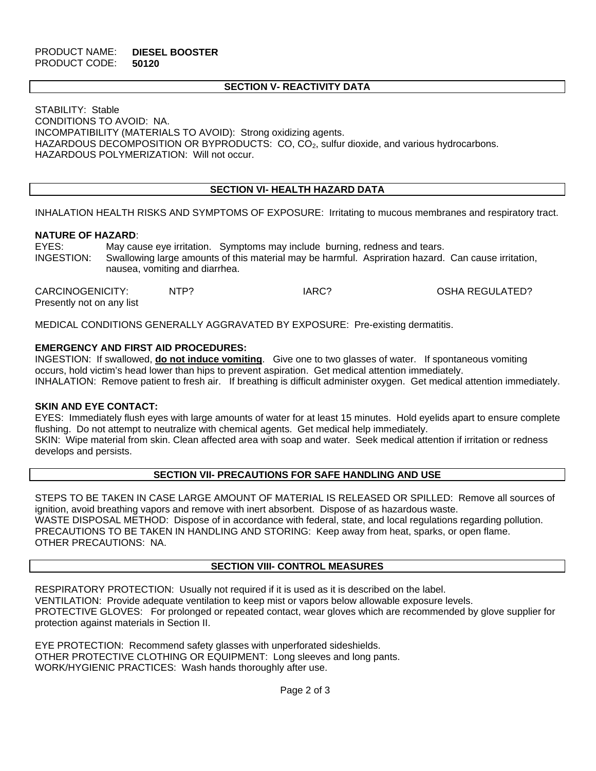PRODUCT NAME: **DIESEL BOOSTER**
PRODUCT CODE: **50120**

## SECTION V- REACTIVITY DATA

STABILITY: Stable
CONDITIONS TO AVOID: NA.
INCOMPATIBILITY (MATERIALS TO AVOID): Strong oxidizing agents.
HAZARDOUS DECOMPOSITION OR BYPRODUCTS: CO, $CO_2$, sulfur dioxide, and various hydrocarbons.
HAZARDOUS POLYMERIZATION: Will not occur.

## SECTION VI- HEALTH HAZARD DATA

INHALATION HEALTH RISKS AND SYMPTOMS OF EXPOSURE: Irritating to mucous membranes and respiratory tract.

**NATURE OF HAZARD**:
EYES: May cause eye irritation. Symptoms may include burning, redness and tears.
INGESTION: Swallowing large amounts of this material may be harmful. Aspriration hazard. Can cause irritation, nausea, vomiting and diarrhea.

| CARCINOGENICITY: | NTP? | IARC? | OSHA REGULATED? |
|---|---|---|---|
| Presently not on any list | | | |

MEDICAL CONDITIONS GENERALLY AGGRAVATED BY EXPOSURE: Pre-existing dermatitis.

**EMERGENCY AND FIRST AID PROCEDURES:**
INGESTION: If swallowed, **do not induce vomiting**. Give one to two glasses of water. If spontaneous vomiting occurs, hold victim's head lower than hips to prevent aspiration. Get medical attention immediately.
INHALATION: Remove patient to fresh air. If breathing is difficult administer oxygen. Get medical attention immediately.

**SKIN AND EYE CONTACT:**
EYES: Immediately flush eyes with large amounts of water for at least 15 minutes. Hold eyelids apart to ensure complete flushing. Do not attempt to neutralize with chemical agents. Get medical help immediately.
SKIN: Wipe material from skin. Clean affected area with soap and water. Seek medical attention if irritation or redness develops and persists.

## SECTION VII- PRECAUTIONS FOR SAFE HANDLING AND USE

STEPS TO BE TAKEN IN CASE LARGE AMOUNT OF MATERIAL IS RELEASED OR SPILLED: Remove all sources of ignition, avoid breathing vapors and remove with inert absorbent. Dispose of as hazardous waste.
WASTE DISPOSAL METHOD: Dispose of in accordance with federal, state, and local regulations regarding pollution.
PRECAUTIONS TO BE TAKEN IN HANDLING AND STORING: Keep away from heat, sparks, or open flame.
OTHER PRECAUTIONS: NA.

## SECTION VIII- CONTROL MEASURES

RESPIRATORY PROTECTION: Usually not required if it is used as it is described on the label.
VENTILATION: Provide adequate ventilation to keep mist or vapors below allowable exposure levels.
PROTECTIVE GLOVES: For prolonged or repeated contact, wear gloves which are recommended by glove supplier for protection against materials in Section II.

EYE PROTECTION: Recommend safety glasses with unperforated sideshields.
OTHER PROTECTIVE CLOTHING OR EQUIPMENT: Long sleeves and long pants.
WORK/HYGIENIC PRACTICES: Wash hands thoroughly after use.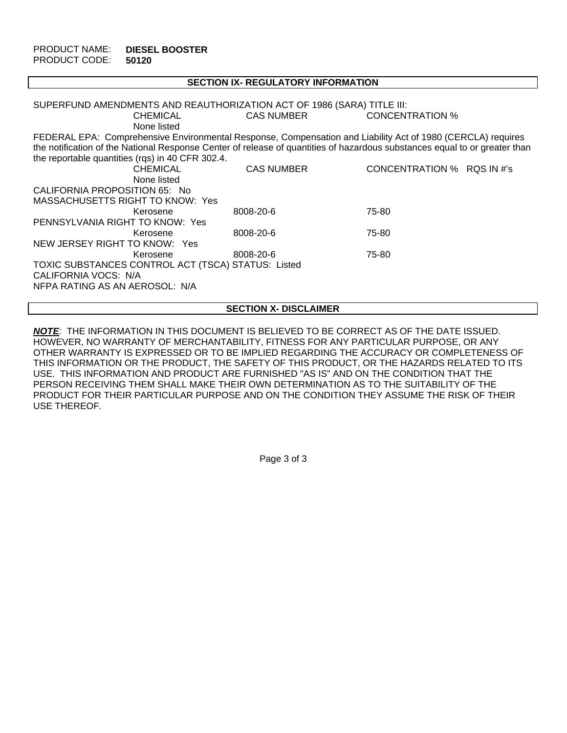PRODUCT NAME: **DIESEL BOOSTER**
PRODUCT CODE: **50120**

## SECTION IX- REGULATORY INFORMATION

SUPERFUND AMENDMENTS AND REAUTHORIZATION ACT OF 1986 (SARA) TITLE III:

| CHEMICAL | CAS NUMBER | CONCENTRATION % |
|---|---|---|
| None listed | | |

FEDERAL EPA: Comprehensive Environmental Response, Compensation and Liability Act of 1980 (CERCLA) requires the notification of the National Response Center of release of quantities of hazardous substances equal to or greater than the reportable quantities (rqs) in 40 CFR 302.4.

| CHEMICAL | CAS NUMBER | CONCENTRATION % | RQS IN #'s |
|---|---|---|---|
| None listed | | | |

CALIFORNIA PROPOSITION 65: No

MASSACHUSETTS RIGHT TO KNOW: Yes

| | | |
|---|---|---|
| Kerosene | 8008-20-6 | 75-80 |

PENNSYLVANIA RIGHT TO KNOW: Yes

| | | |
|---|---|---|
| Kerosene | 8008-20-6 | 75-80 |

NEW JERSEY RIGHT TO KNOW: Yes

| | | |
|---|---|---|
| Kerosene | 8008-20-6 | 75-80 |

TOXIC SUBSTANCES CONTROL ACT (TSCA) STATUS: Listed

CALIFORNIA VOCS: N/A

NFPA RATING AS AN AEROSOL: N/A

## SECTION X- DISCLAIMER

***NOTE**:* THE INFORMATION IN THIS DOCUMENT IS BELIEVED TO BE CORRECT AS OF THE DATE ISSUED. HOWEVER, NO WARRANTY OF MERCHANTABILITY, FITNESS FOR ANY PARTICULAR PURPOSE, OR ANY OTHER WARRANTY IS EXPRESSED OR TO BE IMPLIED REGARDING THE ACCURACY OR COMPLETENESS OF THIS INFORMATION OR THE PRODUCT, THE SAFETY OF THIS PRODUCT, OR THE HAZARDS RELATED TO ITS USE. THIS INFORMATION AND PRODUCT ARE FURNISHED "AS IS" AND ON THE CONDITION THAT THE PERSON RECEIVING THEM SHALL MAKE THEIR OWN DETERMINATION AS TO THE SUITABILITY OF THE PRODUCT FOR THEIR PARTICULAR PURPOSE AND ON THE CONDITION THEY ASSUME THE RISK OF THEIR USE THEREOF.